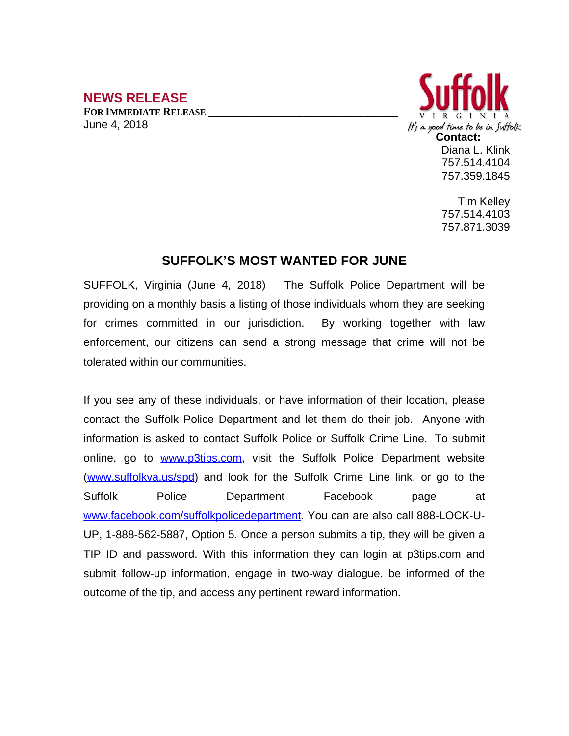## NEWS RELEASE

**FOR IMMEDIATE RELEASE**

June 4, 2018

Suffolk
VIRGINIA
It's a good time to be in Suffolk

**Contact:**
Diana L. Klink
757.514.4104
757.359.1845

Tim Kelley
757.514.4103
757.871.3039

# SUFFOLK'S MOST WANTED FOR JUNE

SUFFOLK, Virginia (June 4, 2018) The Suffolk Police Department will be providing on a monthly basis a listing of those individuals whom they are seeking for crimes committed in our jurisdiction. By working together with law enforcement, our citizens can send a strong message that crime will not be tolerated within our communities.

If you see any of these individuals, or have information of their location, please contact the Suffolk Police Department and let them do their job. Anyone with information is asked to contact Suffolk Police or Suffolk Crime Line. To submit online, go to [www.p3tips.com](http://www.p3tips.com), visit the Suffolk Police Department website ([www.suffolkva.us/spd](http://www.suffolkva.us/spd)) and look for the Suffolk Crime Line link, or go to the Suffolk Police Department Facebook page at [www.facebook.com/suffolkpolicedepartment](http://www.facebook.com/suffolkpolicedepartment). You can are also call 888-LOCK-U-UP, 1-888-562-5887, Option 5. Once a person submits a tip, they will be given a TIP ID and password. With this information they can login at p3tips.com and submit follow-up information, engage in two-way dialogue, be informed of the outcome of the tip, and access any pertinent reward information.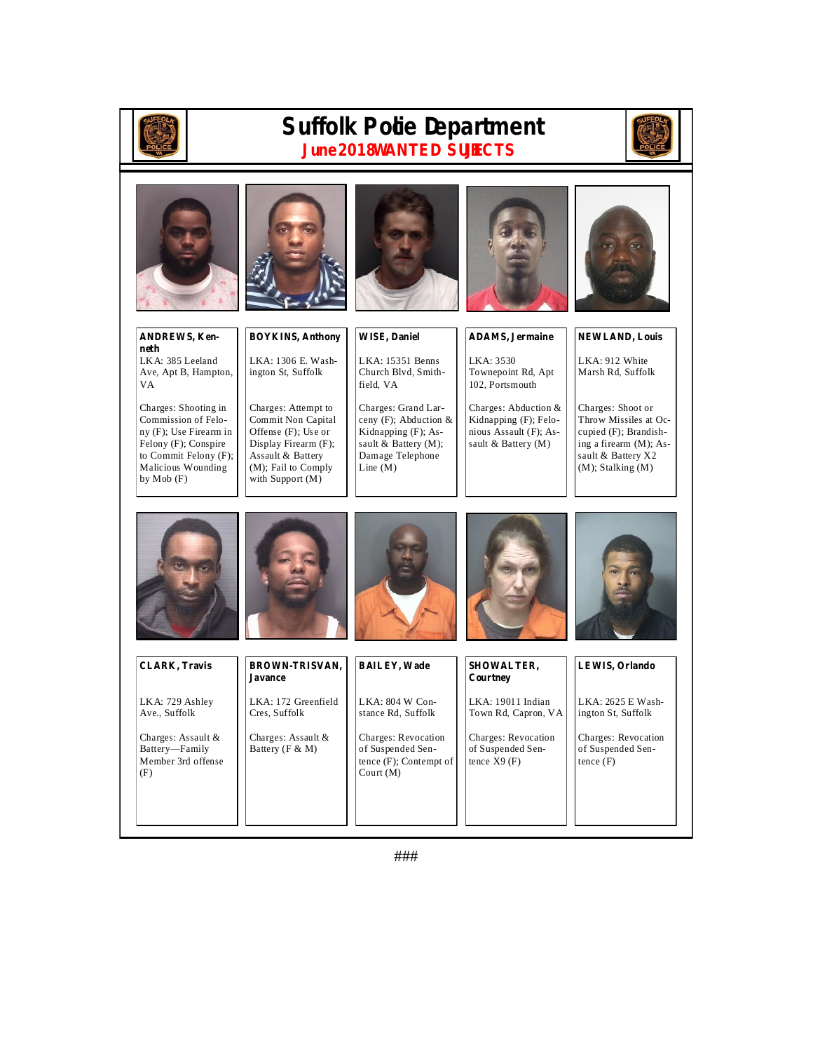# Suffolk Police Department

## June 2018 WANTED SUBJECTS

**ANDREWS, Kenneth**

LKA: 385 Leeland Ave, Apt B, Hampton, VA

Charges: Shooting in Commission of Felony (F); Use Firearm in Felony (F); Conspire to Commit Felony (F); Malicious Wounding by Mob (F)

**BOYKINS, Anthony**

LKA: 1306 E. Washington St, Suffolk

Charges: Attempt to Commit Non Capital Offense (F); Use or Display Firearm (F); Assault & Battery (M); Fail to Comply with Support (M)

**WISE, Daniel**

LKA: 15351 Benns Church Blvd, Smithfield, VA

Charges: Grand Larceny (F); Abduction & Kidnapping (F); Assault & Battery (M); Damage Telephone Line (M)

**ADAMS, Jermaine**

LKA: 3530 Townepoint Rd, Apt 102, Portsmouth

Charges: Abduction & Kidnapping (F); Felonious Assault (F); Assault & Battery (M)

**NEWLAND, Louis**

LKA: 912 White Marsh Rd, Suffolk

Charges: Shoot or Throw Missiles at Occupied (F); Brandishing a firearm (M); Assault & Battery X2 (M); Stalking (M)

**CLARK, Travis**

LKA: 729 Ashley Ave., Suffolk

Charges: Assault & Battery—Family Member 3rd offense (F)

**BROWN-TRISVAN, Javance**

LKA: 172 Greenfield Cres, Suffolk

Charges: Assault & Battery (F & M)

**BAILEY, Wade**

LKA: 804 W Constance Rd, Suffolk

Charges: Revocation of Suspended Sentence (F); Contempt of Court (M)

**SHOWALTER, Courtney**

LKA: 19011 Indian Town Rd, Capron, VA

Charges: Revocation of Suspended Sentence X9 (F)

**LEWIS, Orlando**

LKA: 2625 E Washington St, Suffolk

Charges: Revocation of Suspended Sentence (F)

###